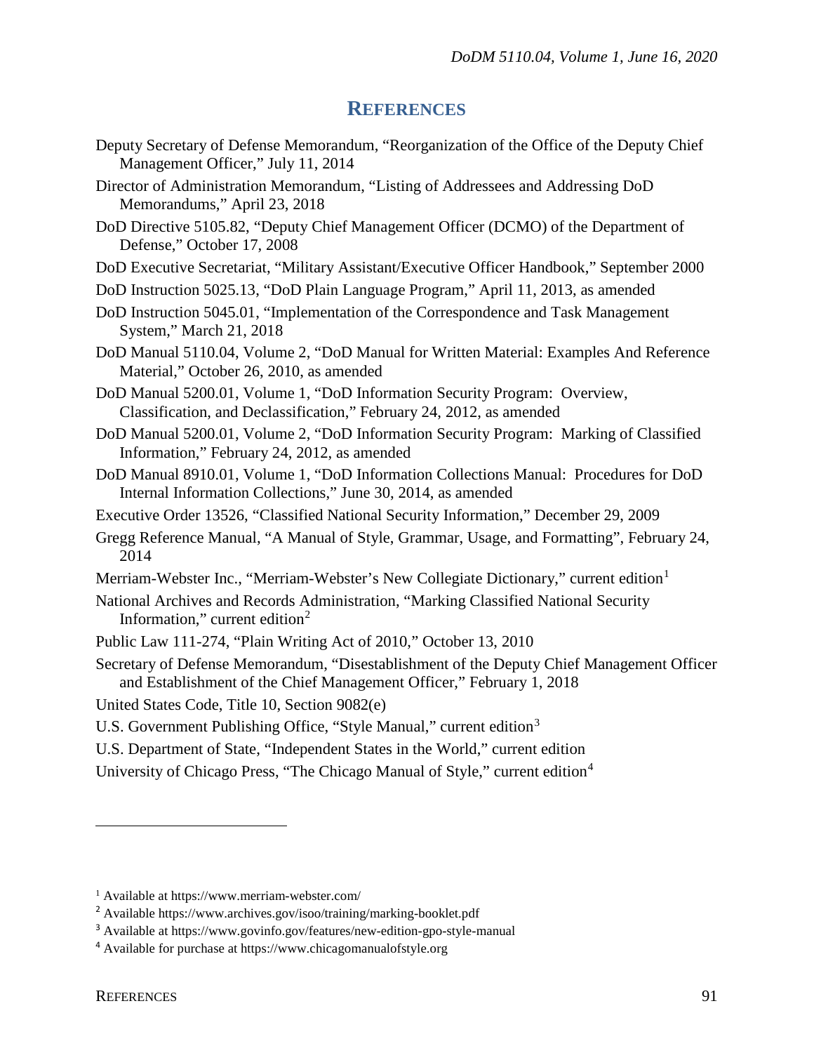# REFERENCES

Deputy Secretary of Defense Memorandum, "Reorganization of the Office of the Deputy Chief Management Officer," July 11, 2014

Director of Administration Memorandum, "Listing of Addressees and Addressing DoD Memorandums," April 23, 2018

DoD Directive 5105.82, "Deputy Chief Management Officer (DCMO) of the Department of Defense," October 17, 2008

DoD Executive Secretariat, "Military Assistant/Executive Officer Handbook," September 2000

DoD Instruction 5025.13, "DoD Plain Language Program," April 11, 2013, as amended

DoD Instruction 5045.01, "Implementation of the Correspondence and Task Management System," March 21, 2018

DoD Manual 5110.04, Volume 2, "DoD Manual for Written Material: Examples And Reference Material," October 26, 2010, as amended

DoD Manual 5200.01, Volume 1, "DoD Information Security Program: Overview, Classification, and Declassification," February 24, 2012, as amended

DoD Manual 5200.01, Volume 2, "DoD Information Security Program: Marking of Classified Information," February 24, 2012, as amended

DoD Manual 8910.01, Volume 1, "DoD Information Collections Manual: Procedures for DoD Internal Information Collections," June 30, 2014, as amended

Executive Order 13526, "Classified National Security Information," December 29, 2009

Gregg Reference Manual, "A Manual of Style, Grammar, Usage, and Formatting", February 24, 2014

Merriam-Webster Inc., "Merriam-Webster's New Collegiate Dictionary," current edition[1]

National Archives and Records Administration, "Marking Classified National Security Information," current edition[2]

Public Law 111-274, "Plain Writing Act of 2010," October 13, 2010

Secretary of Defense Memorandum, "Disestablishment of the Deputy Chief Management Officer and Establishment of the Chief Management Officer," February 1, 2018

United States Code, Title 10, Section 9082(e)

U.S. Government Publishing Office, "Style Manual," current edition[3]

U.S. Department of State, "Independent States in the World," current edition

University of Chicago Press, "The Chicago Manual of Style," current edition[4]

---

[1] Available at https://www.merriam-webster.com/

[2] Available https://www.archives.gov/isoo/training/marking-booklet.pdf

[3] Available at https://www.govinfo.gov/features/new-edition-gpo-style-manual

[4] Available for purchase at https://www.chicagomanualofstyle.org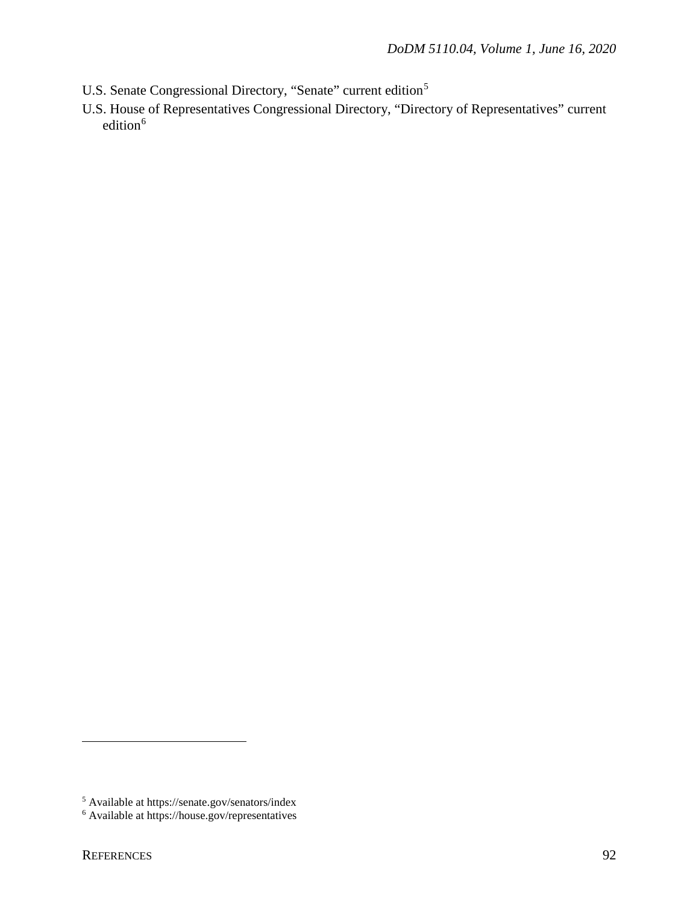U.S. Senate Congressional Directory, "Senate" current edition[5]

U.S. House of Representatives Congressional Directory, "Directory of Representatives" current edition[6]

[5] Available at https://senate.gov/senators/index

[6] Available at https://house.gov/representatives